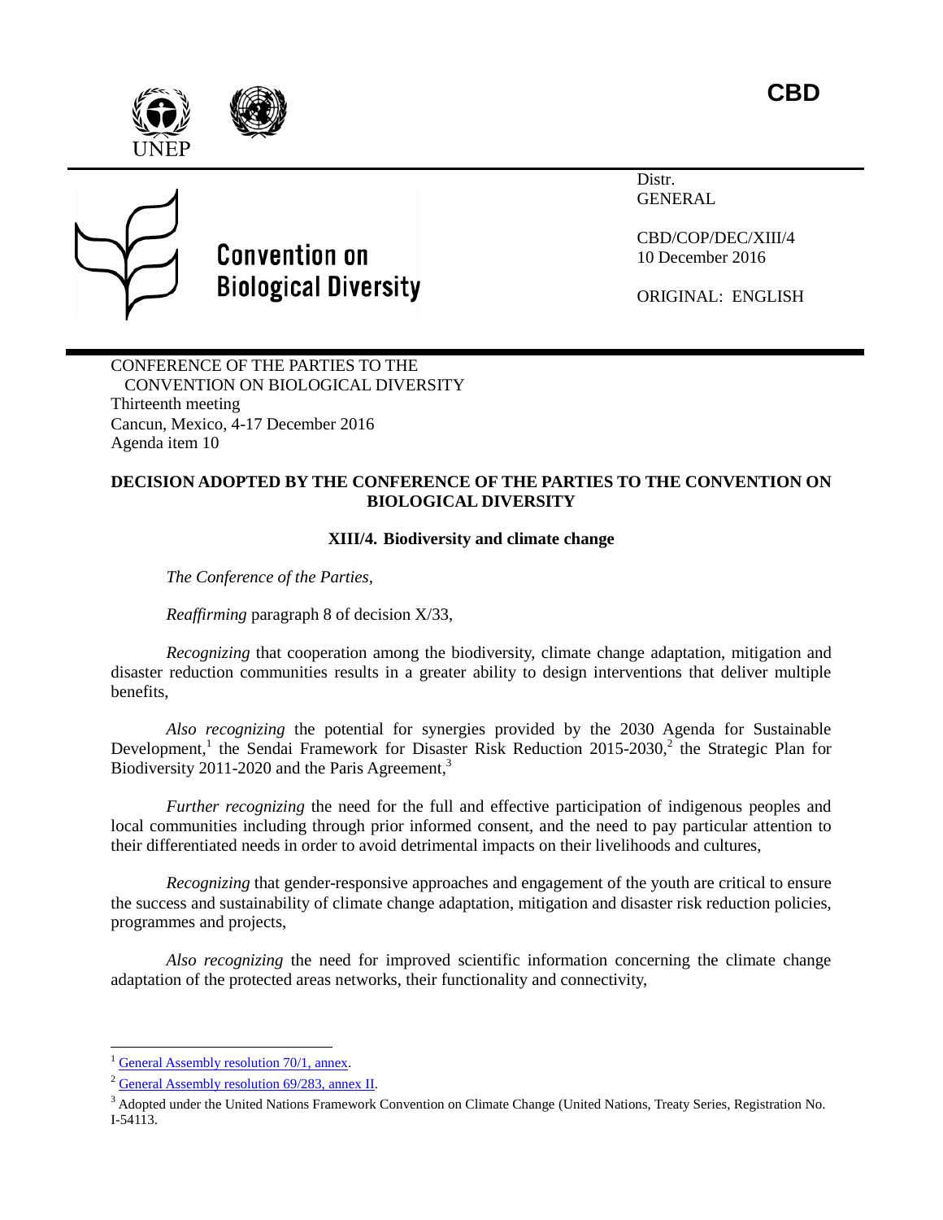CBD

Convention on Biological Diversity

Distr.
GENERAL

CBD/COP/DEC/XIII/4
10 December 2016

ORIGINAL: ENGLISH

CONFERENCE OF THE PARTIES TO THE CONVENTION ON BIOLOGICAL DIVERSITY
Thirteenth meeting
Cancun, Mexico, 4-17 December 2016
Agenda item 10

**DECISION ADOPTED BY THE CONFERENCE OF THE PARTIES TO THE CONVENTION ON BIOLOGICAL DIVERSITY**

**XIII/4. Biodiversity and climate change**

*The Conference of the Parties*,

*Reaffirming* paragraph 8 of decision X/33,

*Recognizing* that cooperation among the biodiversity, climate change adaptation, mitigation and disaster reduction communities results in a greater ability to design interventions that deliver multiple benefits,

*Also recognizing* the potential for synergies provided by the 2030 Agenda for Sustainable Development,[1] the Sendai Framework for Disaster Risk Reduction 2015-2030,[2] the Strategic Plan for Biodiversity 2011-2020 and the Paris Agreement,[3]

*Further recognizing* the need for the full and effective participation of indigenous peoples and local communities including through prior informed consent, and the need to pay particular attention to their differentiated needs in order to avoid detrimental impacts on their livelihoods and cultures,

*Recognizing* that gender-responsive approaches and engagement of the youth are critical to ensure the success and sustainability of climate change adaptation, mitigation and disaster risk reduction policies, programmes and projects,

*Also recognizing* the need for improved scientific information concerning the climate change adaptation of the protected areas networks, their functionality and connectivity,

[1] General Assembly resolution 70/1, annex.

[2] General Assembly resolution 69/283, annex II.

[3] Adopted under the United Nations Framework Convention on Climate Change (United Nations, Treaty Series, Registration No. I-54113.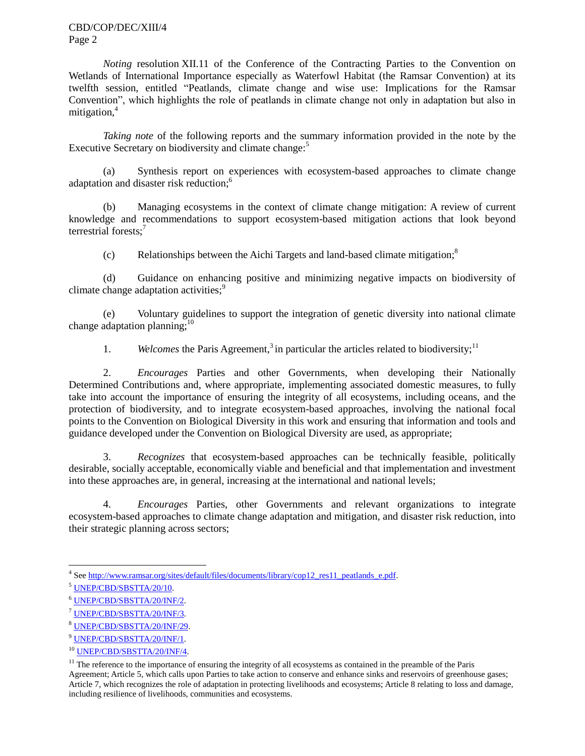*Noting* resolution XII.11 of the Conference of the Contracting Parties to the Convention on Wetlands of International Importance especially as Waterfowl Habitat (the Ramsar Convention) at its twelfth session, entitled "Peatlands, climate change and wise use: Implications for the Ramsar Convention", which highlights the role of peatlands in climate change not only in adaptation but also in mitigation,[4]

*Taking note* of the following reports and the summary information provided in the note by the Executive Secretary on biodiversity and climate change:[5]

(a) Synthesis report on experiences with ecosystem-based approaches to climate change adaptation and disaster risk reduction;[6]

(b) Managing ecosystems in the context of climate change mitigation: A review of current knowledge and recommendations to support ecosystem-based mitigation actions that look beyond terrestrial forests;[7]

(c) Relationships between the Aichi Targets and land-based climate mitigation;[8]

(d) Guidance on enhancing positive and minimizing negative impacts on biodiversity of climate change adaptation activities;[9]

(e) Voluntary guidelines to support the integration of genetic diversity into national climate change adaptation planning;[10]

1. *Welcomes* the Paris Agreement,[3] in particular the articles related to biodiversity;[11]

2. *Encourages* Parties and other Governments, when developing their Nationally Determined Contributions and, where appropriate, implementing associated domestic measures, to fully take into account the importance of ensuring the integrity of all ecosystems, including oceans, and the protection of biodiversity, and to integrate ecosystem-based approaches, involving the national focal points to the Convention on Biological Diversity in this work and ensuring that information and tools and guidance developed under the Convention on Biological Diversity are used, as appropriate;

3. *Recognizes* that ecosystem-based approaches can be technically feasible, politically desirable, socially acceptable, economically viable and beneficial and that implementation and investment into these approaches are, in general, increasing at the international and national levels;

4. *Encourages* Parties, other Governments and relevant organizations to integrate ecosystem-based approaches to climate change adaptation and mitigation, and disaster risk reduction, into their strategic planning across sectors;

---

[4] See http://www.ramsar.org/sites/default/files/documents/library/cop12_res11_peatlands_e.pdf.

[5] UNEP/CBD/SBSTTA/20/10.

[6] UNEP/CBD/SBSTTA/20/INF/2.

[7] UNEP/CBD/SBSTTA/20/INF/3.

[8] UNEP/CBD/SBSTTA/20/INF/29.

[9] UNEP/CBD/SBSTTA/20/INF/1.

[10] UNEP/CBD/SBSTTA/20/INF/4.

[11] The reference to the importance of ensuring the integrity of all ecosystems as contained in the preamble of the Paris Agreement; Article 5, which calls upon Parties to take action to conserve and enhance sinks and reservoirs of greenhouse gases; Article 7, which recognizes the role of adaptation in protecting livelihoods and ecosystems; Article 8 relating to loss and damage, including resilience of livelihoods, communities and ecosystems.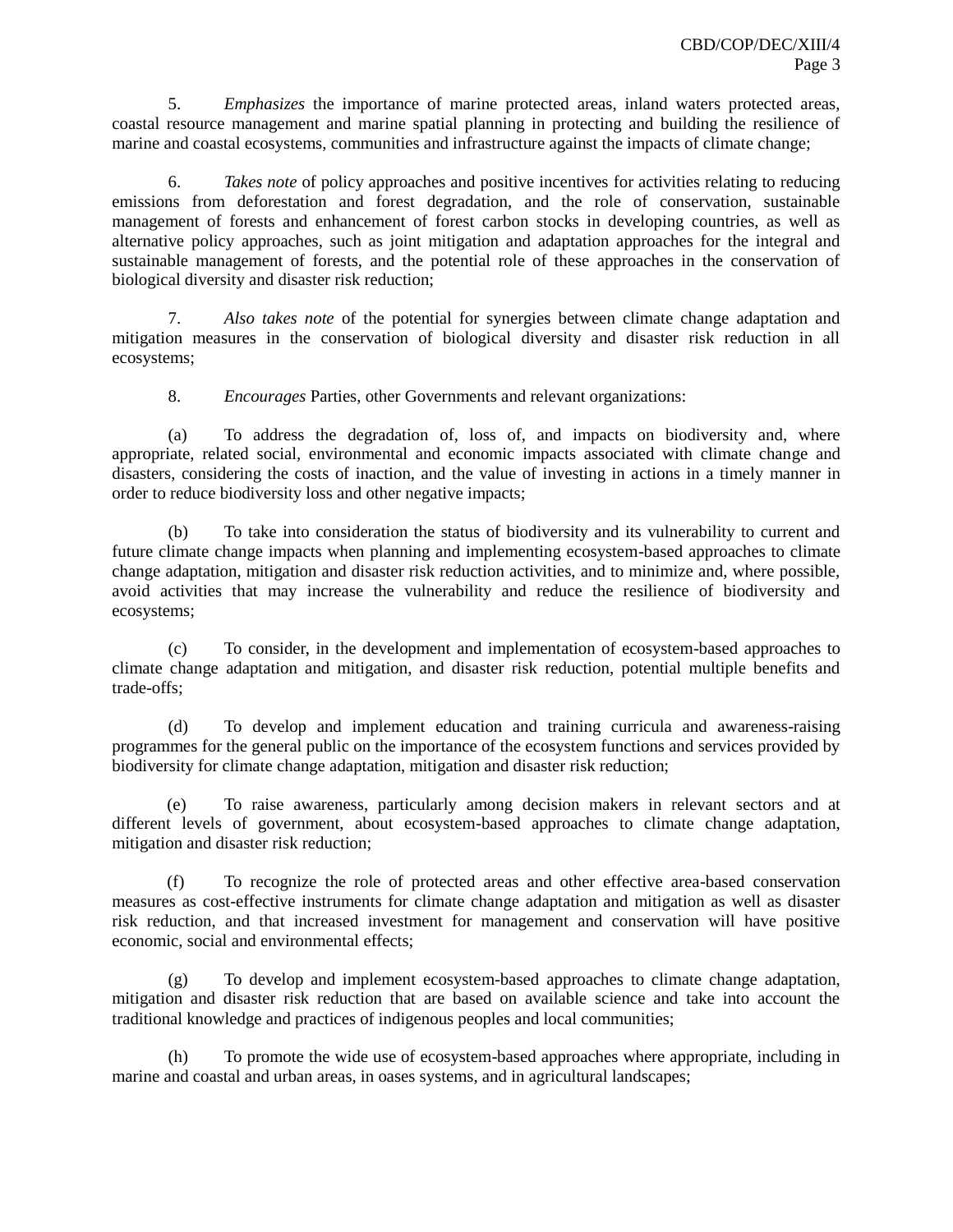5. *Emphasizes* the importance of marine protected areas, inland waters protected areas, coastal resource management and marine spatial planning in protecting and building the resilience of marine and coastal ecosystems, communities and infrastructure against the impacts of climate change;

6. *Takes note* of policy approaches and positive incentives for activities relating to reducing emissions from deforestation and forest degradation, and the role of conservation, sustainable management of forests and enhancement of forest carbon stocks in developing countries, as well as alternative policy approaches, such as joint mitigation and adaptation approaches for the integral and sustainable management of forests, and the potential role of these approaches in the conservation of biological diversity and disaster risk reduction;

7. *Also takes note* of the potential for synergies between climate change adaptation and mitigation measures in the conservation of biological diversity and disaster risk reduction in all ecosystems;

8. *Encourages* Parties, other Governments and relevant organizations:

(a) To address the degradation of, loss of, and impacts on biodiversity and, where appropriate, related social, environmental and economic impacts associated with climate change and disasters, considering the costs of inaction, and the value of investing in actions in a timely manner in order to reduce biodiversity loss and other negative impacts;

(b) To take into consideration the status of biodiversity and its vulnerability to current and future climate change impacts when planning and implementing ecosystem-based approaches to climate change adaptation, mitigation and disaster risk reduction activities, and to minimize and, where possible, avoid activities that may increase the vulnerability and reduce the resilience of biodiversity and ecosystems;

(c) To consider, in the development and implementation of ecosystem-based approaches to climate change adaptation and mitigation, and disaster risk reduction, potential multiple benefits and trade-offs;

(d) To develop and implement education and training curricula and awareness-raising programmes for the general public on the importance of the ecosystem functions and services provided by biodiversity for climate change adaptation, mitigation and disaster risk reduction;

(e) To raise awareness, particularly among decision makers in relevant sectors and at different levels of government, about ecosystem-based approaches to climate change adaptation, mitigation and disaster risk reduction;

(f) To recognize the role of protected areas and other effective area-based conservation measures as cost-effective instruments for climate change adaptation and mitigation as well as disaster risk reduction, and that increased investment for management and conservation will have positive economic, social and environmental effects;

(g) To develop and implement ecosystem-based approaches to climate change adaptation, mitigation and disaster risk reduction that are based on available science and take into account the traditional knowledge and practices of indigenous peoples and local communities;

(h) To promote the wide use of ecosystem-based approaches where appropriate, including in marine and coastal and urban areas, in oases systems, and in agricultural landscapes;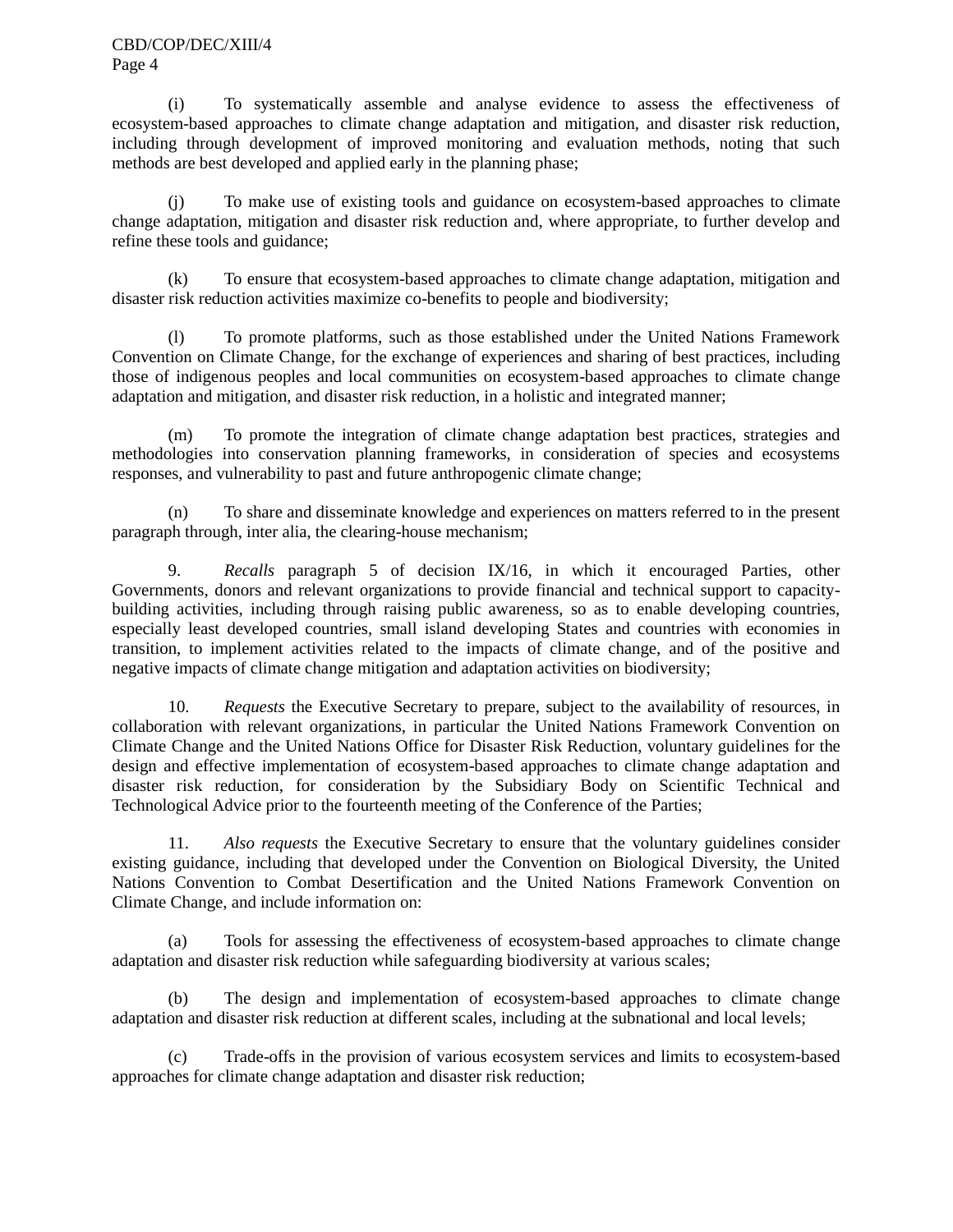(i) To systematically assemble and analyse evidence to assess the effectiveness of ecosystem-based approaches to climate change adaptation and mitigation, and disaster risk reduction, including through development of improved monitoring and evaluation methods, noting that such methods are best developed and applied early in the planning phase;

(j) To make use of existing tools and guidance on ecosystem-based approaches to climate change adaptation, mitigation and disaster risk reduction and, where appropriate, to further develop and refine these tools and guidance;

(k) To ensure that ecosystem-based approaches to climate change adaptation, mitigation and disaster risk reduction activities maximize co-benefits to people and biodiversity;

(l) To promote platforms, such as those established under the United Nations Framework Convention on Climate Change, for the exchange of experiences and sharing of best practices, including those of indigenous peoples and local communities on ecosystem-based approaches to climate change adaptation and mitigation, and disaster risk reduction, in a holistic and integrated manner;

(m) To promote the integration of climate change adaptation best practices, strategies and methodologies into conservation planning frameworks, in consideration of species and ecosystems responses, and vulnerability to past and future anthropogenic climate change;

(n) To share and disseminate knowledge and experiences on matters referred to in the present paragraph through, inter alia, the clearing-house mechanism;

9. *Recalls* paragraph 5 of decision IX/16, in which it encouraged Parties, other Governments, donors and relevant organizations to provide financial and technical support to capacity-building activities, including through raising public awareness, so as to enable developing countries, especially least developed countries, small island developing States and countries with economies in transition, to implement activities related to the impacts of climate change, and of the positive and negative impacts of climate change mitigation and adaptation activities on biodiversity;

10. *Requests* the Executive Secretary to prepare, subject to the availability of resources, in collaboration with relevant organizations, in particular the United Nations Framework Convention on Climate Change and the United Nations Office for Disaster Risk Reduction, voluntary guidelines for the design and effective implementation of ecosystem-based approaches to climate change adaptation and disaster risk reduction, for consideration by the Subsidiary Body on Scientific Technical and Technological Advice prior to the fourteenth meeting of the Conference of the Parties;

11. *Also requests* the Executive Secretary to ensure that the voluntary guidelines consider existing guidance, including that developed under the Convention on Biological Diversity, the United Nations Convention to Combat Desertification and the United Nations Framework Convention on Climate Change, and include information on:

(a) Tools for assessing the effectiveness of ecosystem-based approaches to climate change adaptation and disaster risk reduction while safeguarding biodiversity at various scales;

(b) The design and implementation of ecosystem-based approaches to climate change adaptation and disaster risk reduction at different scales, including at the subnational and local levels;

(c) Trade-offs in the provision of various ecosystem services and limits to ecosystem-based approaches for climate change adaptation and disaster risk reduction;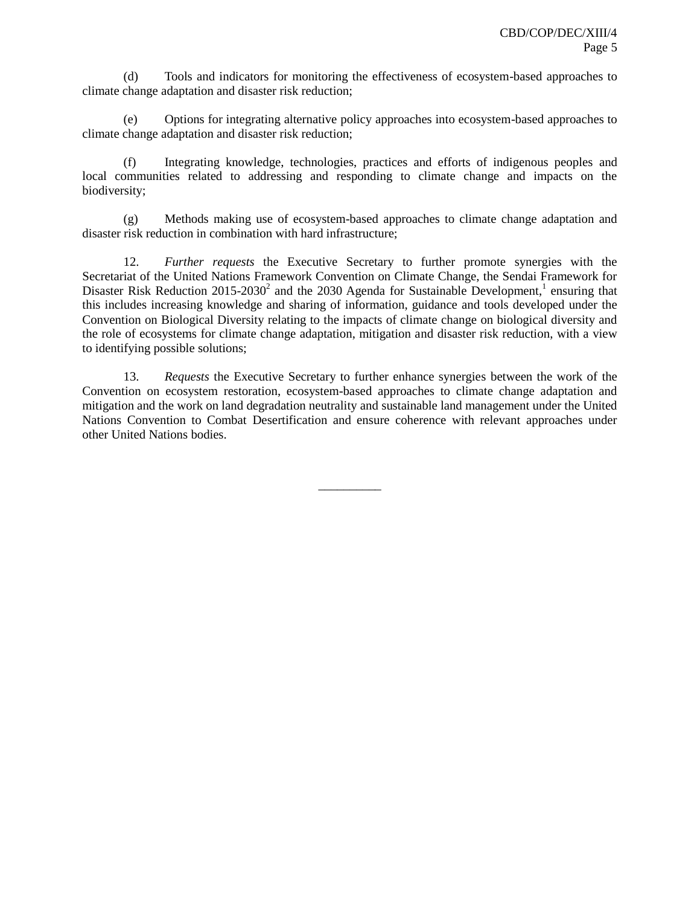(d) Tools and indicators for monitoring the effectiveness of ecosystem-based approaches to climate change adaptation and disaster risk reduction;

(e) Options for integrating alternative policy approaches into ecosystem-based approaches to climate change adaptation and disaster risk reduction;

(f) Integrating knowledge, technologies, practices and efforts of indigenous peoples and local communities related to addressing and responding to climate change and impacts on the biodiversity;

(g) Methods making use of ecosystem-based approaches to climate change adaptation and disaster risk reduction in combination with hard infrastructure;

12. *Further requests* the Executive Secretary to further promote synergies with the Secretariat of the United Nations Framework Convention on Climate Change, the Sendai Framework for Disaster Risk Reduction 2015-2030[2] and the 2030 Agenda for Sustainable Development,[1] ensuring that this includes increasing knowledge and sharing of information, guidance and tools developed under the Convention on Biological Diversity relating to the impacts of climate change on biological diversity and the role of ecosystems for climate change adaptation, mitigation and disaster risk reduction, with a view to identifying possible solutions;

13. *Requests* the Executive Secretary to further enhance synergies between the work of the Convention on ecosystem restoration, ecosystem-based approaches to climate change adaptation and mitigation and the work on land degradation neutrality and sustainable land management under the United Nations Convention to Combat Desertification and ensure coherence with relevant approaches under other United Nations bodies.

__________